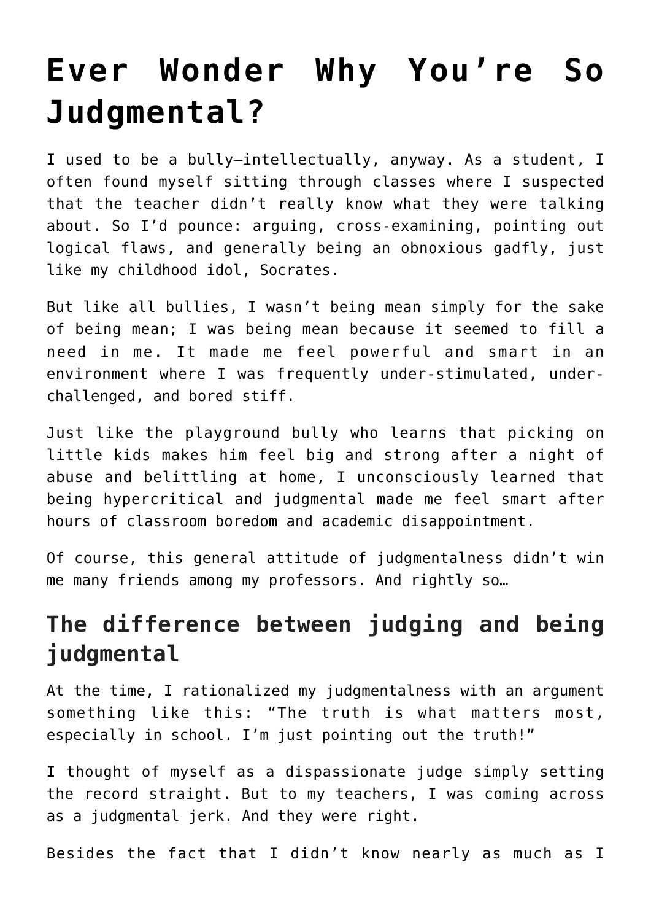# Ever Wonder Why You're So Judgmental?

I used to be a bully—intellectually, anyway. As a student, I often found myself sitting through classes where I suspected that the teacher didn't really know what they were talking about. So I'd pounce: arguing, cross-examining, pointing out logical flaws, and generally being an obnoxious gadfly, just like my childhood idol, Socrates.

But like all bullies, I wasn't being mean simply for the sake of being mean; I was being mean because it seemed to fill a need in me. It made me feel powerful and smart in an environment where I was frequently under-stimulated, under-challenged, and bored stiff.

Just like the playground bully who learns that picking on little kids makes him feel big and strong after a night of abuse and belittling at home, I unconsciously learned that being hypercritical and judgmental made me feel smart after hours of classroom boredom and academic disappointment.

Of course, this general attitude of judgmentalness didn't win me many friends among my professors. And rightly so…

## The difference between judging and being judgmental

At the time, I rationalized my judgmentalness with an argument something like this: "The truth is what matters most, especially in school. I'm just pointing out the truth!"

I thought of myself as a dispassionate judge simply setting the record straight. But to my teachers, I was coming across as a judgmental jerk. And they were right.

Besides the fact that I didn't know nearly as much as I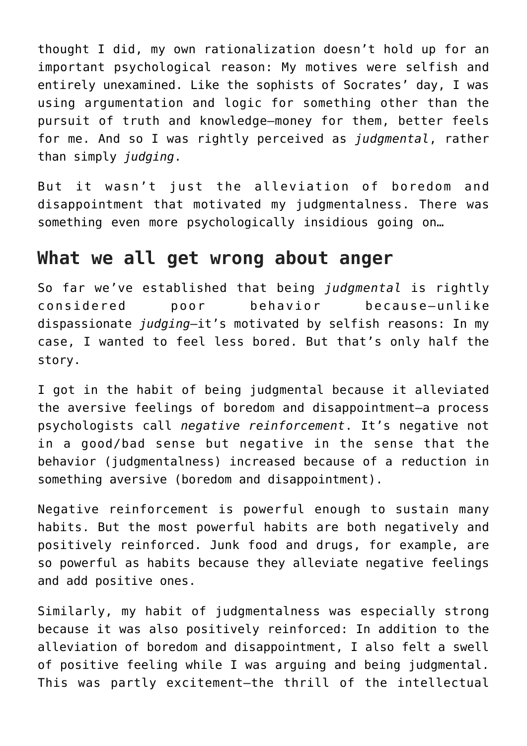thought I did, my own rationalization doesn't hold up for an important psychological reason: My motives were selfish and entirely unexamined. Like the sophists of Socrates' day, I was using argumentation and logic for something other than the pursuit of truth and knowledge—money for them, better feels for me. And so I was rightly perceived as *judgmental*, rather than simply *judging*.

But it wasn't just the alleviation of boredom and disappointment that motivated my judgmentalness. There was something even more psychologically insidious going on…

## What we all get wrong about anger

So far we've established that being *judgmental* is rightly considered poor behavior because—unlike dispassionate *judging*—it's motivated by selfish reasons: In my case, I wanted to feel less bored. But that's only half the story.

I got in the habit of being judgmental because it alleviated the aversive feelings of boredom and disappointment—a process psychologists call *negative reinforcement*. It's negative not in a good/bad sense but negative in the sense that the behavior (judgmentalness) increased because of a reduction in something aversive (boredom and disappointment).

Negative reinforcement is powerful enough to sustain many habits. But the most powerful habits are both negatively and positively reinforced. Junk food and drugs, for example, are so powerful as habits because they alleviate negative feelings and add positive ones.

Similarly, my habit of judgmentalness was especially strong because it was also positively reinforced: In addition to the alleviation of boredom and disappointment, I also felt a swell of positive feeling while I was arguing and being judgmental. This was partly excitement—the thrill of the intellectual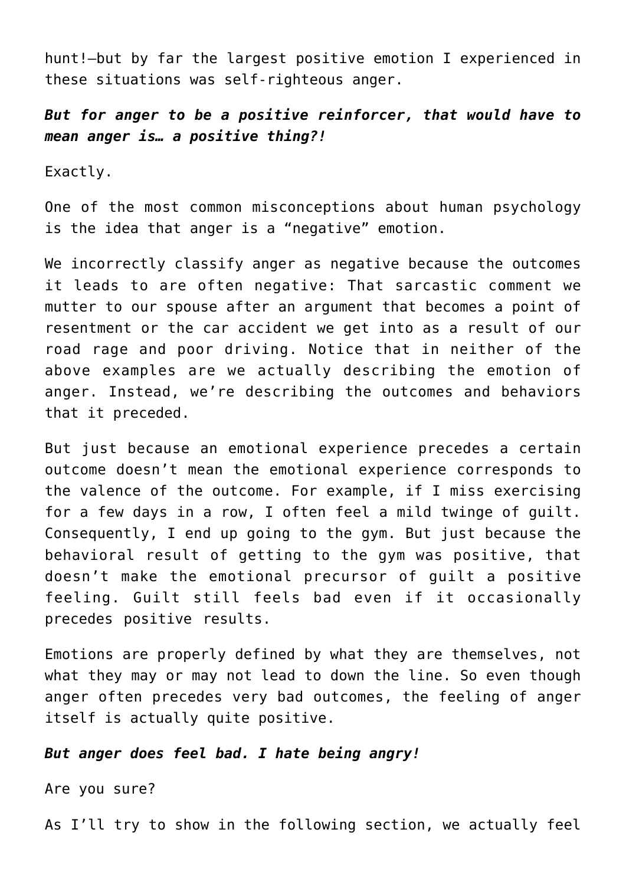hunt!—but by far the largest positive emotion I experienced in these situations was self-righteous anger.

***But for anger to be a positive reinforcer, that would have to mean anger is… a positive thing?!***

Exactly.

One of the most common misconceptions about human psychology is the idea that anger is a "negative" emotion.

We incorrectly classify anger as negative because the outcomes it leads to are often negative: That sarcastic comment we mutter to our spouse after an argument that becomes a point of resentment or the car accident we get into as a result of our road rage and poor driving. Notice that in neither of the above examples are we actually describing the emotion of anger. Instead, we're describing the outcomes and behaviors that it preceded.

But just because an emotional experience precedes a certain outcome doesn't mean the emotional experience corresponds to the valence of the outcome. For example, if I miss exercising for a few days in a row, I often feel a mild twinge of guilt. Consequently, I end up going to the gym. But just because the behavioral result of getting to the gym was positive, that doesn't make the emotional precursor of guilt a positive feeling. Guilt still feels bad even if it occasionally precedes positive results.

Emotions are properly defined by what they are themselves, not what they may or may not lead to down the line. So even though anger often precedes very bad outcomes, the feeling of anger itself is actually quite positive.

***But anger does feel bad. I hate being angry!***

Are you sure?

As I'll try to show in the following section, we actually feel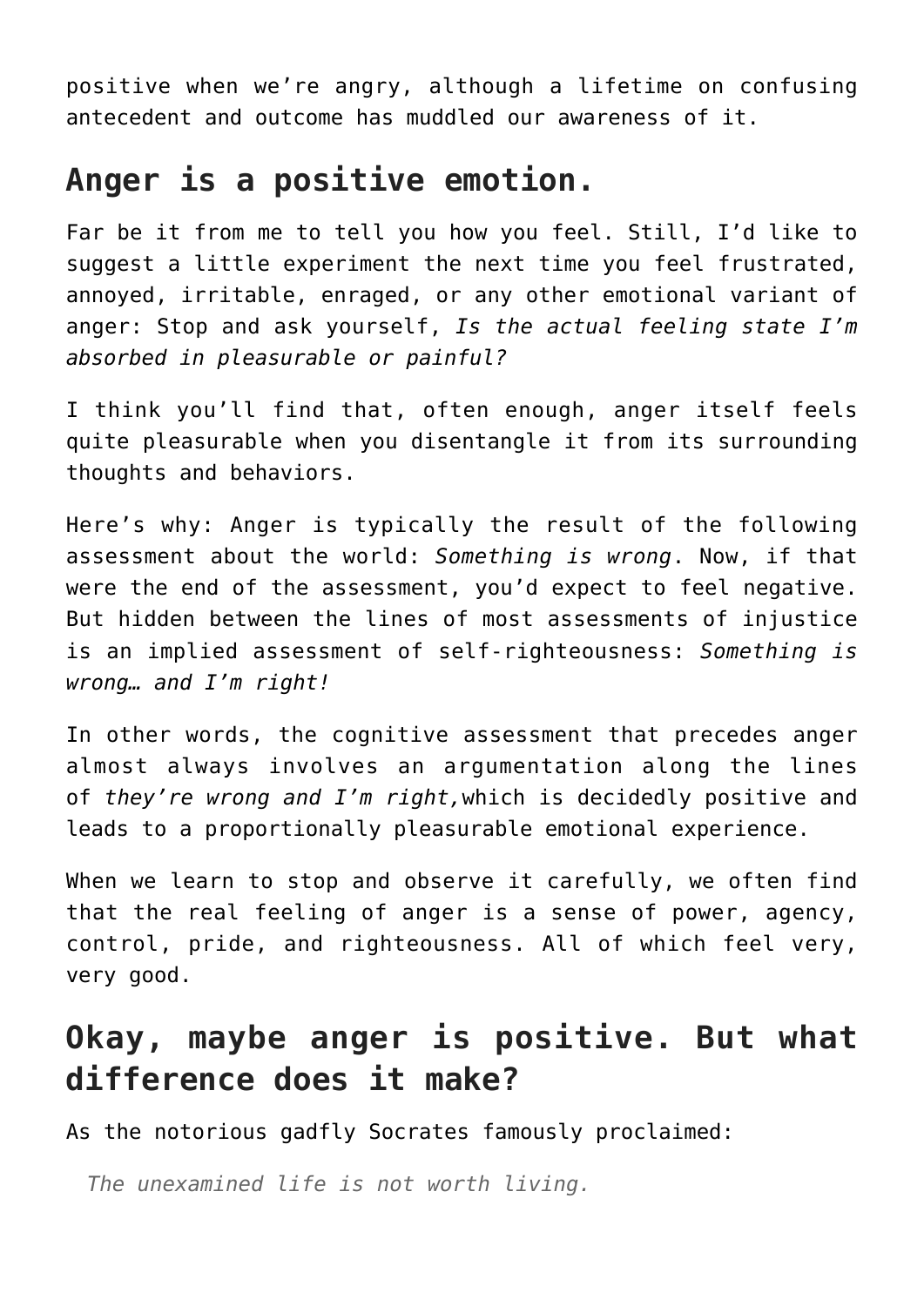positive when we're angry, although a lifetime on confusing antecedent and outcome has muddled our awareness of it.

## Anger is a positive emotion.

Far be it from me to tell you how you feel. Still, I'd like to suggest a little experiment the next time you feel frustrated, annoyed, irritable, enraged, or any other emotional variant of anger: Stop and ask yourself, *Is the actual feeling state I'm absorbed in pleasurable or painful?*

I think you'll find that, often enough, anger itself feels quite pleasurable when you disentangle it from its surrounding thoughts and behaviors.

Here's why: Anger is typically the result of the following assessment about the world: *Something is wrong*. Now, if that were the end of the assessment, you'd expect to feel negative. But hidden between the lines of most assessments of injustice is an implied assessment of self-righteousness: *Something is wrong… and I'm right!*

In other words, the cognitive assessment that precedes anger almost always involves an argumentation along the lines of *they're wrong and I'm right,* which is decidedly positive and leads to a proportionally pleasurable emotional experience.

When we learn to stop and observe it carefully, we often find that the real feeling of anger is a sense of power, agency, control, pride, and righteousness. All of which feel very, very good.

## Okay, maybe anger is positive. But what difference does it make?

As the notorious gadfly Socrates famously proclaimed:

> *The unexamined life is not worth living.*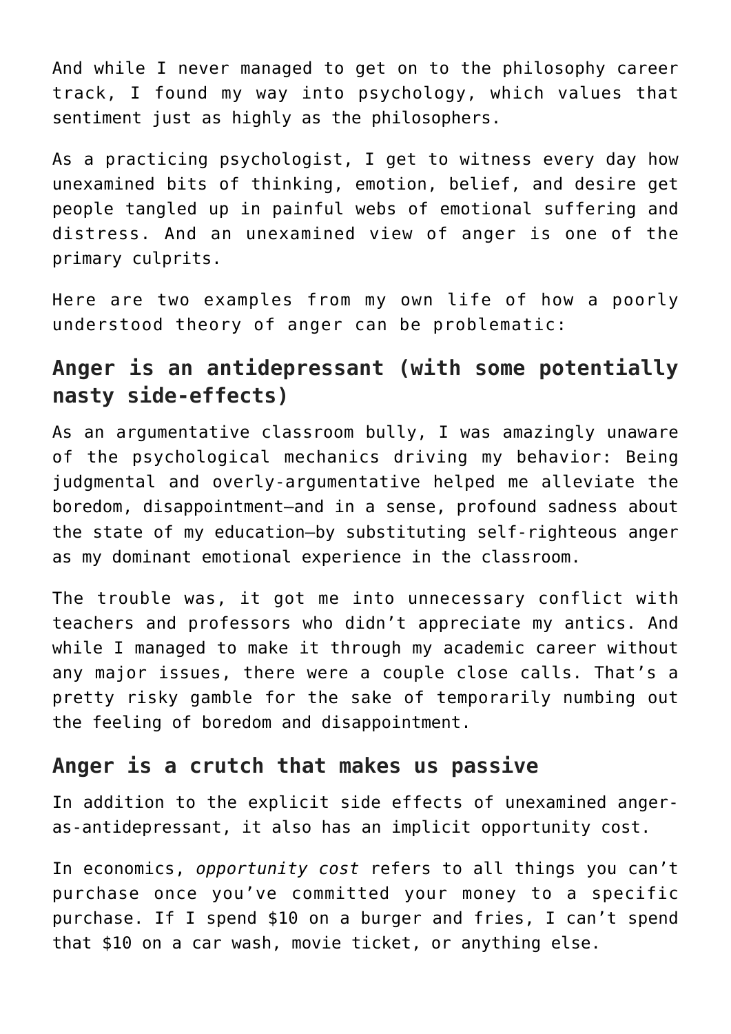And while I never managed to get on to the philosophy career track, I found my way into psychology, which values that sentiment just as highly as the philosophers.

As a practicing psychologist, I get to witness every day how unexamined bits of thinking, emotion, belief, and desire get people tangled up in painful webs of emotional suffering and distress. And an unexamined view of anger is one of the primary culprits.

Here are two examples from my own life of how a poorly understood theory of anger can be problematic:

## Anger is an antidepressant (with some potentially nasty side-effects)

As an argumentative classroom bully, I was amazingly unaware of the psychological mechanics driving my behavior: Being judgmental and overly-argumentative helped me alleviate the boredom, disappointment—and in a sense, profound sadness about the state of my education—by substituting self-righteous anger as my dominant emotional experience in the classroom.

The trouble was, it got me into unnecessary conflict with teachers and professors who didn't appreciate my antics. And while I managed to make it through my academic career without any major issues, there were a couple close calls. That's a pretty risky gamble for the sake of temporarily numbing out the feeling of boredom and disappointment.

## Anger is a crutch that makes us passive

In addition to the explicit side effects of unexamined anger-as-antidepressant, it also has an implicit opportunity cost.

In economics, *opportunity cost* refers to all things you can't purchase once you've committed your money to a specific purchase. If I spend $10 on a burger and fries, I can't spend that $10 on a car wash, movie ticket, or anything else.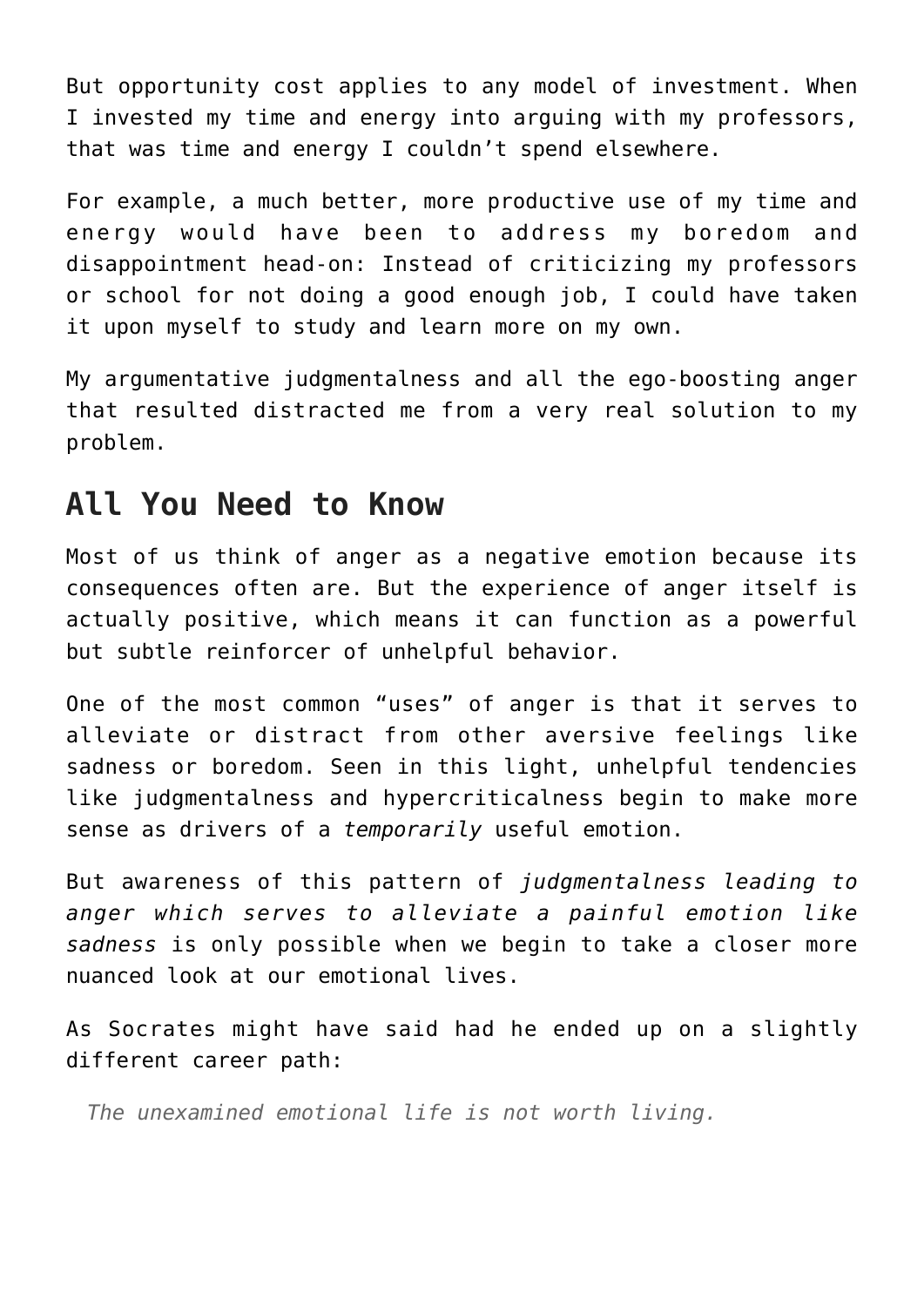But opportunity cost applies to any model of investment. When I invested my time and energy into arguing with my professors, that was time and energy I couldn't spend elsewhere.

For example, a much better, more productive use of my time and energy would have been to address my boredom and disappointment head-on: Instead of criticizing my professors or school for not doing a good enough job, I could have taken it upon myself to study and learn more on my own.

My argumentative judgmentalness and all the ego-boosting anger that resulted distracted me from a very real solution to my problem.

## All You Need to Know

Most of us think of anger as a negative emotion because its consequences often are. But the experience of anger itself is actually positive, which means it can function as a powerful but subtle reinforcer of unhelpful behavior.

One of the most common "uses" of anger is that it serves to alleviate or distract from other aversive feelings like sadness or boredom. Seen in this light, unhelpful tendencies like judgmentalness and hypercriticalness begin to make more sense as drivers of a *temporarily* useful emotion.

But awareness of this pattern of *judgmentalness leading to anger which serves to alleviate a painful emotion like sadness* is only possible when we begin to take a closer more nuanced look at our emotional lives.

As Socrates might have said had he ended up on a slightly different career path:

> *The unexamined emotional life is not worth living.*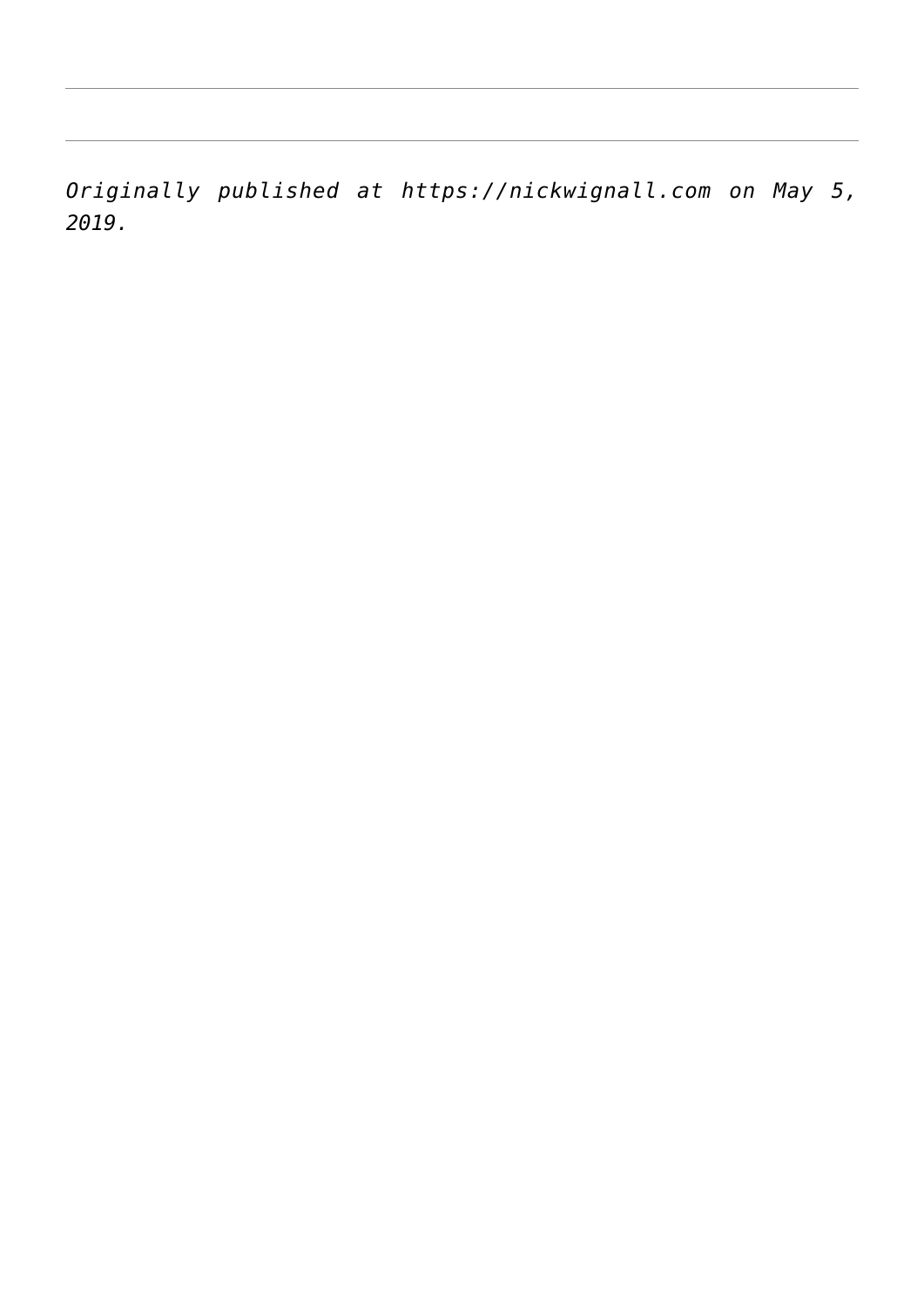---

---

*Originally published at https://nickwignall.com on May 5, 2019.*